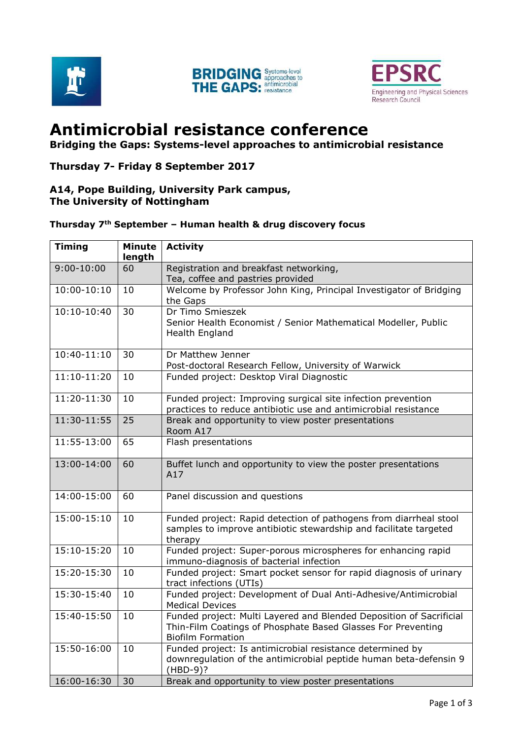# Antimicrobial resistance conference

**Bridging the Gaps: Systems-level approaches to antimicrobial resistance**

**Thursday 7- Friday 8 September 2017**

**A14, Pope Building, University Park campus,**
**The University of Nottingham**

**Thursday 7th September – Human health & drug discovery focus**

| Timing | Minute length | Activity |
|---|---|---|
| 9:00-10:00 | 60 | Registration and breakfast networking,<br>Tea, coffee and pastries provided |
| 10:00-10:10 | 10 | Welcome by Professor John King, Principal Investigator of Bridging the Gaps |
| 10:10-10:40 | 30 | Dr Timo Smieszek<br>Senior Health Economist / Senior Mathematical Modeller, Public Health England |
| 10:40-11:10 | 30 | Dr Matthew Jenner<br>Post-doctoral Research Fellow, University of Warwick |
| 11:10-11:20 | 10 | Funded project: Desktop Viral Diagnostic |
| 11:20-11:30 | 10 | Funded project: Improving surgical site infection prevention practices to reduce antibiotic use and antimicrobial resistance |
| 11:30-11:55 | 25 | Break and opportunity to view poster presentations<br>Room A17 |
| 11:55-13:00 | 65 | Flash presentations |
| 13:00-14:00 | 60 | Buffet lunch and opportunity to view the poster presentations<br>A17 |
| 14:00-15:00 | 60 | Panel discussion and questions |
| 15:00-15:10 | 10 | Funded project: Rapid detection of pathogens from diarrheal stool samples to improve antibiotic stewardship and facilitate targeted therapy |
| 15:10-15:20 | 10 | Funded project: Super-porous microspheres for enhancing rapid immuno-diagnosis of bacterial infection |
| 15:20-15:30 | 10 | Funded project: Smart pocket sensor for rapid diagnosis of urinary tract infections (UTIs) |
| 15:30-15:40 | 10 | Funded project: Development of Dual Anti-Adhesive/Antimicrobial Medical Devices |
| 15:40-15:50 | 10 | Funded project: Multi Layered and Blended Deposition of Sacrificial Thin-Film Coatings of Phosphate Based Glasses For Preventing Biofilm Formation |
| 15:50-16:00 | 10 | Funded project: Is antimicrobial resistance determined by downregulation of the antimicrobial peptide human beta-defensin 9 (HBD-9)? |
| 16:00-16:30 | 30 | Break and opportunity to view poster presentations |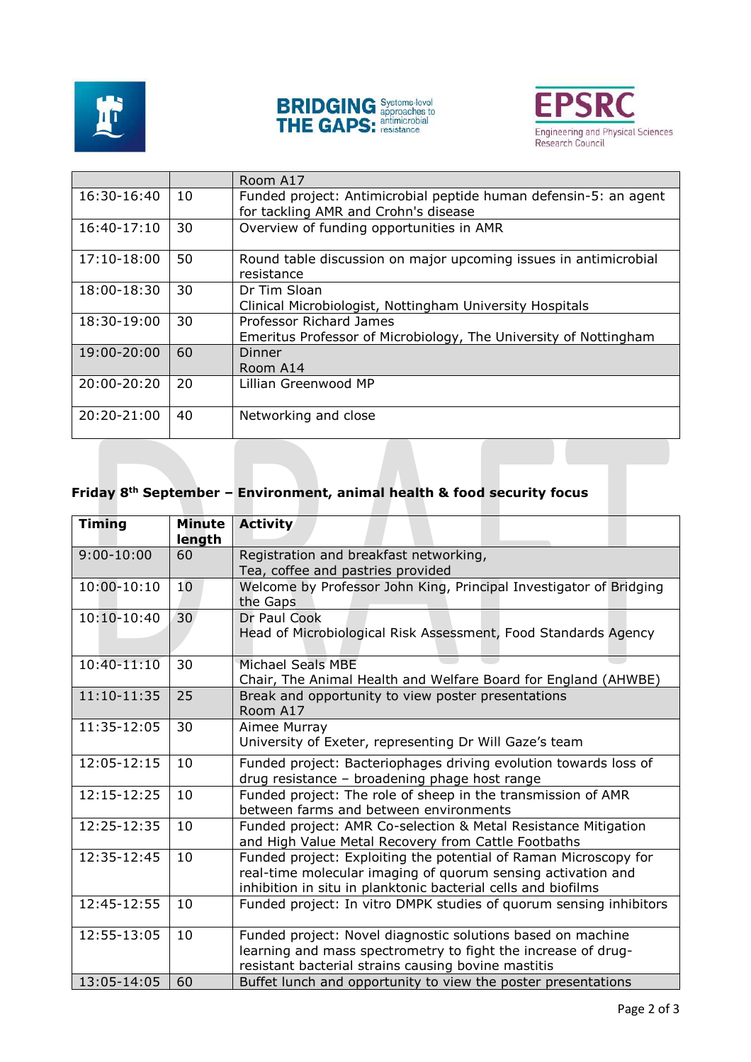| | | Room A17 |
|---|---|---|
| 16:30-16:40 | 10 | Funded project: Antimicrobial peptide human defensin-5: an agent for tackling AMR and Crohn's disease |
| 16:40-17:10 | 30 | Overview of funding opportunities in AMR |
| 17:10-18:00 | 50 | Round table discussion on major upcoming issues in antimicrobial resistance |
| 18:00-18:30 | 30 | Dr Tim Sloan<br>Clinical Microbiologist, Nottingham University Hospitals |
| 18:30-19:00 | 30 | Professor Richard James<br>Emeritus Professor of Microbiology, The University of Nottingham |
| 19:00-20:00 | 60 | Dinner<br>Room A14 |
| 20:00-20:20 | 20 | Lillian Greenwood MP |
| 20:20-21:00 | 40 | Networking and close |

**Friday 8th September – Environment, animal health & food security focus**

| Timing | Minute length | Activity |
|---|---|---|
| 9:00-10:00 | 60 | Registration and breakfast networking,<br>Tea, coffee and pastries provided |
| 10:00-10:10 | 10 | Welcome by Professor John King, Principal Investigator of Bridging the Gaps |
| 10:10-10:40 | 30 | Dr Paul Cook<br>Head of Microbiological Risk Assessment, Food Standards Agency |
| 10:40-11:10 | 30 | Michael Seals MBE<br>Chair, The Animal Health and Welfare Board for England (AHWBE) |
| 11:10-11:35 | 25 | Break and opportunity to view poster presentations<br>Room A17 |
| 11:35-12:05 | 30 | Aimee Murray<br>University of Exeter, representing Dr Will Gaze's team |
| 12:05-12:15 | 10 | Funded project: Bacteriophages driving evolution towards loss of drug resistance – broadening phage host range |
| 12:15-12:25 | 10 | Funded project: The role of sheep in the transmission of AMR between farms and between environments |
| 12:25-12:35 | 10 | Funded project: AMR Co-selection & Metal Resistance Mitigation and High Value Metal Recovery from Cattle Footbaths |
| 12:35-12:45 | 10 | Funded project: Exploiting the potential of Raman Microscopy for real-time molecular imaging of quorum sensing activation and inhibition in situ in planktonic bacterial cells and biofilms |
| 12:45-12:55 | 10 | Funded project: In vitro DMPK studies of quorum sensing inhibitors |
| 12:55-13:05 | 10 | Funded project: Novel diagnostic solutions based on machine learning and mass spectrometry to fight the increase of drug-resistant bacterial strains causing bovine mastitis |
| 13:05-14:05 | 60 | Buffet lunch and opportunity to view the poster presentations |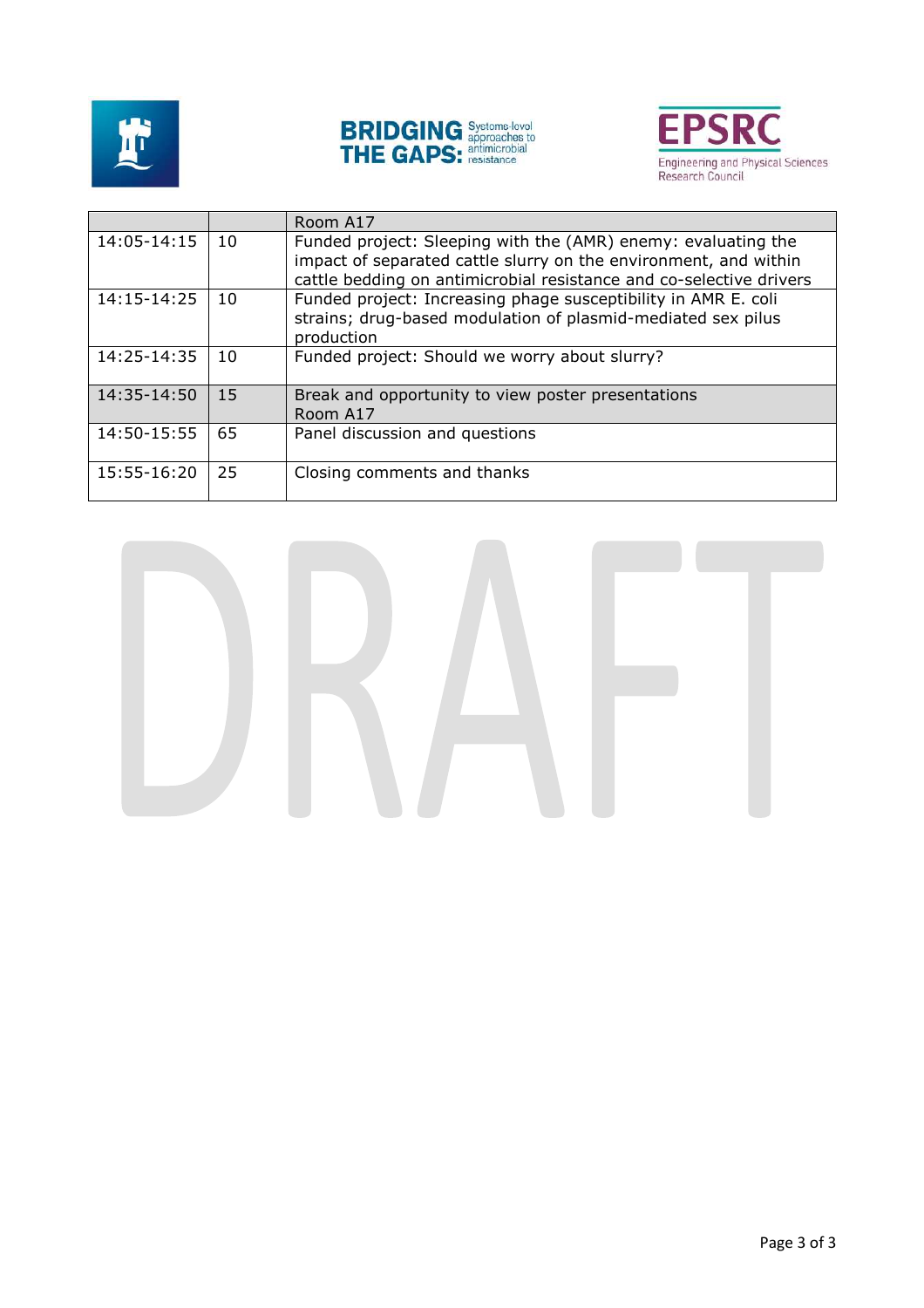| | | Room A17 |
|---|---|---|
| 14:05-14:15 | 10 | Funded project: Sleeping with the (AMR) enemy: evaluating the impact of separated cattle slurry on the environment, and within cattle bedding on antimicrobial resistance and co-selective drivers |
| 14:15-14:25 | 10 | Funded project: Increasing phage susceptibility in AMR E. coli strains; drug-based modulation of plasmid-mediated sex pilus production |
| 14:25-14:35 | 10 | Funded project: Should we worry about slurry? |
| 14:35-14:50 | 15 | Break and opportunity to view poster presentations Room A17 |
| 14:50-15:55 | 65 | Panel discussion and questions |
| 15:55-16:20 | 25 | Closing comments and thanks |

DRAFT